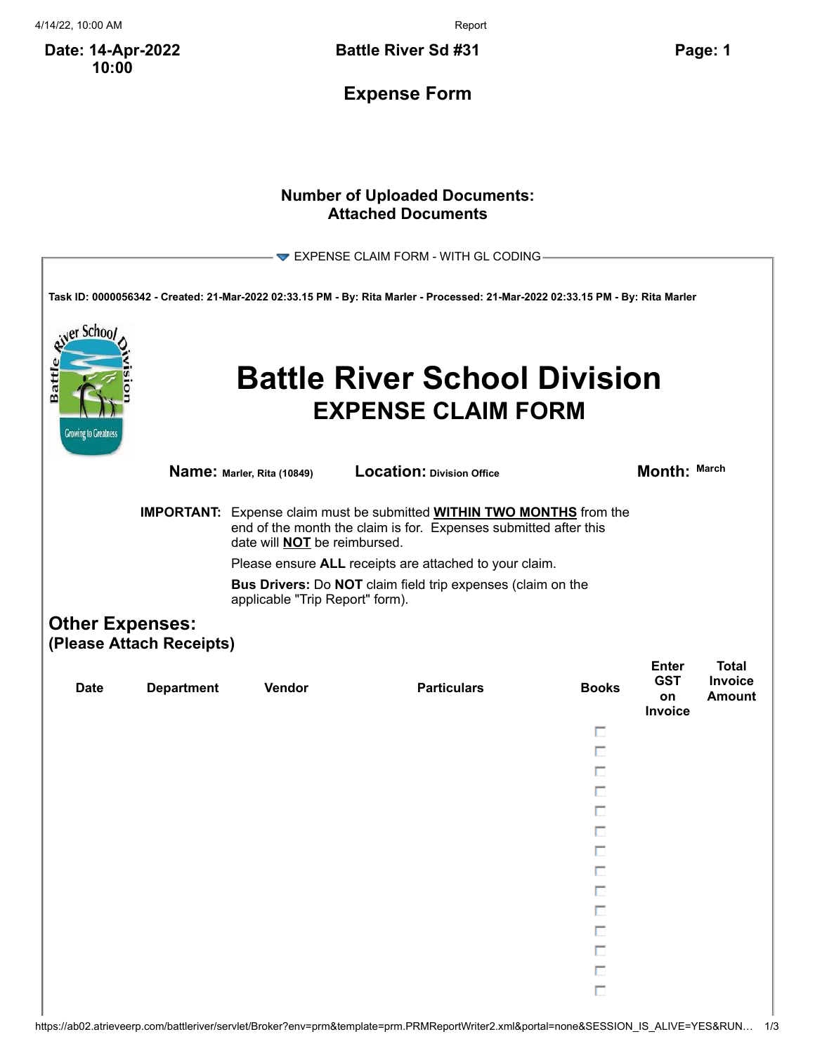Date: 14-Apr-2022 10:00

Battle River Sd #31

# Expense Form

**Number of Uploaded Documents:**
**Attached Documents**

▼ EXPENSE CLAIM FORM - WITH GL CODING

**Task ID: 0000056342 - Created: 21-Mar-2022 02:33.15 PM - By: Rita Marler - Processed: 21-Mar-2022 02:33.15 PM - By: Rita Marler**

# Battle River School Division
## EXPENSE CLAIM FORM

**Name:** Marler, Rita (10849) **Location:** Division Office **Month:** March

**IMPORTANT:** Expense claim must be submitted **WITHIN TWO MONTHS** from the end of the month the claim is for. Expenses submitted after this date will **NOT** be reimbursed.

Please ensure **ALL** receipts are attached to your claim.

**Bus Drivers:** Do **NOT** claim field trip expenses (claim on the applicable "Trip Report" form).

## Other Expenses:
### (Please Attach Receipts)

| Date | Department | Vendor | Particulars | Books | Enter GST on Invoice | Total Invoice Amount |
|---|---|---|---|---|---|---|
| | | | | ☐ | | |
| | | | | ☐ | | |
| | | | | ☐ | | |
| | | | | ☐ | | |
| | | | | ☐ | | |
| | | | | ☐ | | |
| | | | | ☐ | | |
| | | | | ☐ | | |
| | | | | ☐ | | |
| | | | | ☐ | | |
| | | | | ☐ | | |
| | | | | ☐ | | |
| | | | | ☐ | | |
| | | | | ☐ | | |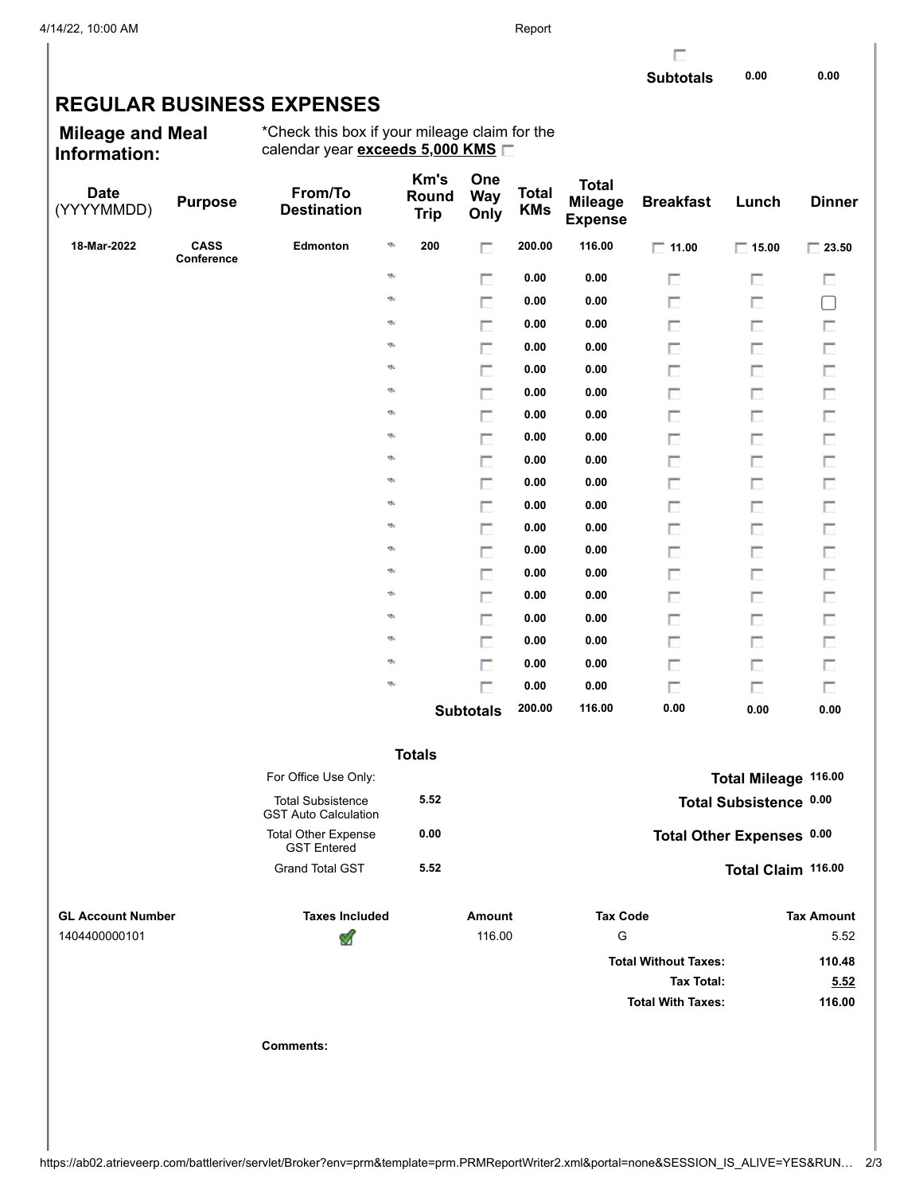| | Subtotals | 0.00 | 0.00 |
|---|---|---|---|

# REGULAR BUSINESS EXPENSES

**Mileage and Meal Information:**

*Check this box if your mileage claim for the calendar year **exceeds 5,000 KMS** ☐

| Date (YYYYMMDD) | Purpose | From/To Destination | Km's Round Trip | One Way Only | Total KMs | Total Mileage Expense | Breakfast | Lunch | Dinner |
|---|---|---|---|---|---|---|---|---|---|
| 18-Mar-2022 | CASS Conference | Edmonton | 200 | ☐ | 200.00 | 116.00 | ☐ 11.00 | ☐ 15.00 | ☐ 23.50 |
| | | | | ☐ | 0.00 | 0.00 | ☐ | ☐ | ☐ |
| | | | | ☐ | 0.00 | 0.00 | ☐ | ☐ | ☐ |
| | | | | ☐ | 0.00 | 0.00 | ☐ | ☐ | ☐ |
| | | | | ☐ | 0.00 | 0.00 | ☐ | ☐ | ☐ |
| | | | | ☐ | 0.00 | 0.00 | ☐ | ☐ | ☐ |
| | | | | ☐ | 0.00 | 0.00 | ☐ | ☐ | ☐ |
| | | | | ☐ | 0.00 | 0.00 | ☐ | ☐ | ☐ |
| | | | | ☐ | 0.00 | 0.00 | ☐ | ☐ | ☐ |
| | | | | ☐ | 0.00 | 0.00 | ☐ | ☐ | ☐ |
| | | | | ☐ | 0.00 | 0.00 | ☐ | ☐ | ☐ |
| | | | | ☐ | 0.00 | 0.00 | ☐ | ☐ | ☐ |
| | | | | ☐ | 0.00 | 0.00 | ☐ | ☐ | ☐ |
| | | | | ☐ | 0.00 | 0.00 | ☐ | ☐ | ☐ |
| | | | | ☐ | 0.00 | 0.00 | ☐ | ☐ | ☐ |
| | | | | ☐ | 0.00 | 0.00 | ☐ | ☐ | ☐ |
| | | | | ☐ | 0.00 | 0.00 | ☐ | ☐ | ☐ |
| | | | | ☐ | 0.00 | 0.00 | ☐ | ☐ | ☐ |
| | | | | ☐ | 0.00 | 0.00 | ☐ | ☐ | ☐ |
| | | | | ☐ | 0.00 | 0.00 | ☐ | ☐ | ☐ |
| | | | | **Subtotals** | 200.00 | 116.00 | 0.00 | 0.00 | 0.00 |

**Totals**

| For Office Use Only: | | | |
|---|---|---|---|
| Total Subsistence GST Auto Calculation | 5.52 | **Total Mileage** | 116.00 |
| Total Other Expense GST Entered | 0.00 | **Total Subsistence** | 0.00 |
| Grand Total GST | 5.52 | **Total Other Expenses** | 0.00 |
| | | **Total Claim** | 116.00 |

| GL Account Number | Taxes Included | Amount | Tax Code | Tax Amount |
|---|---|---|---|---|
| 1404400000101 | ✔ | 116.00 | G | 5.52 |
| | | | **Total Without Taxes:** | 110.48 |
| | | | **Tax Total:** | 5.52 |
| | | | **Total With Taxes:** | 116.00 |

**Comments:**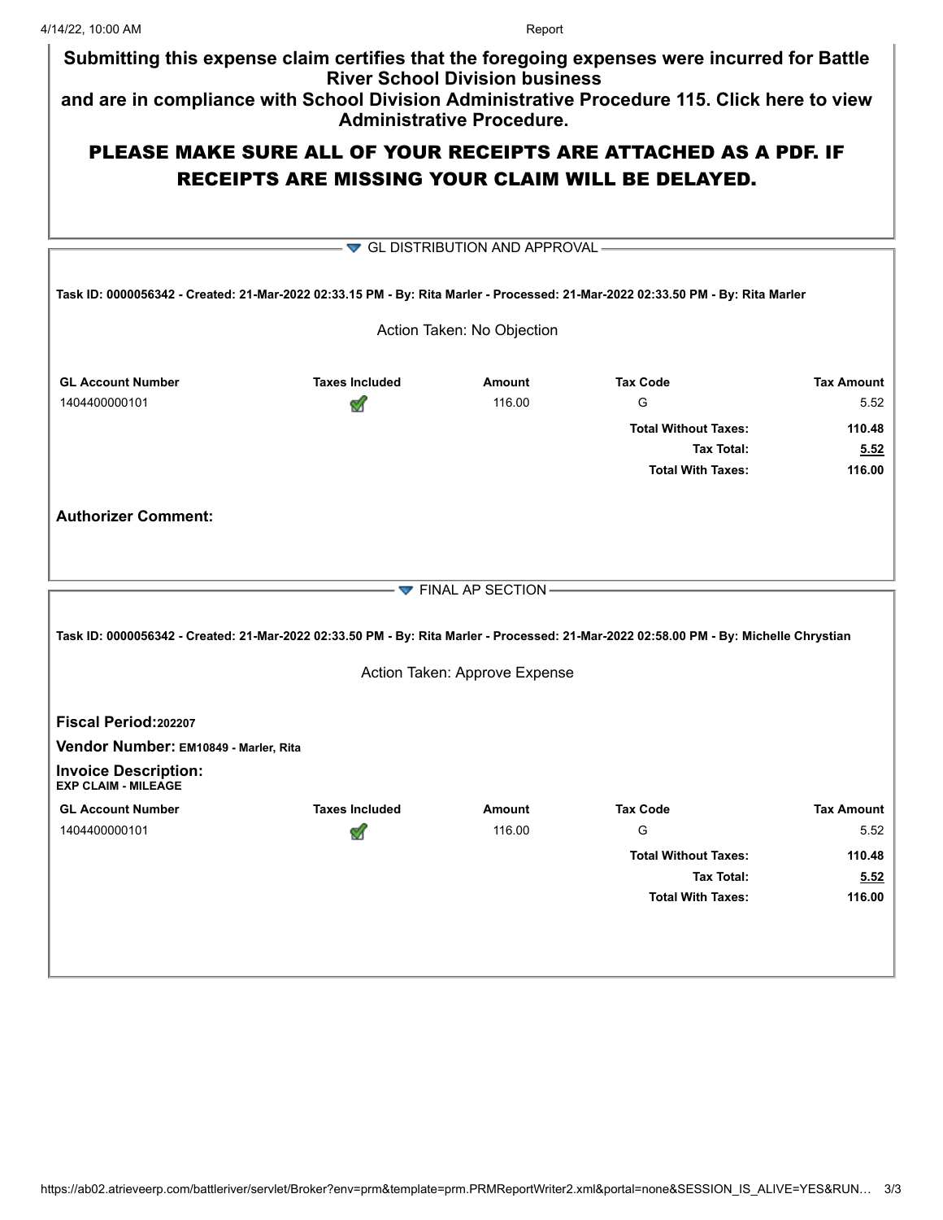**Submitting this expense claim certifies that the foregoing expenses were incurred for Battle River School Division business and are in compliance with School Division Administrative Procedure 115. Click here to view Administrative Procedure.**

## PLEASE MAKE SURE ALL OF YOUR RECEIPTS ARE ATTACHED AS A PDF. IF RECEIPTS ARE MISSING YOUR CLAIM WILL BE DELAYED.

### GL DISTRIBUTION AND APPROVAL

**Task ID: 0000056342 - Created: 21-Mar-2022 02:33.15 PM - By: Rita Marler - Processed: 21-Mar-2022 02:33.50 PM - By: Rita Marler**

Action Taken: No Objection

| GL Account Number | Taxes Included | Amount | Tax Code | Tax Amount |
|---|---|---|---|---|
| 1404400000101 | ✓ | 116.00 | G | 5.52 |
| | | | **Total Without Taxes:** | **110.48** |
| | | | **Tax Total:** | **5.52** |
| | | | **Total With Taxes:** | **116.00** |

**Authorizer Comment:**

### FINAL AP SECTION

**Task ID: 0000056342 - Created: 21-Mar-2022 02:33.50 PM - By: Rita Marler - Processed: 21-Mar-2022 02:58.00 PM - By: Michelle Chrystian**

Action Taken: Approve Expense

**Fiscal Period:** **202207**

**Vendor Number:** **EM10849 - Marler, Rita**

**Invoice Description:**
**EXP CLAIM - MILEAGE**

| GL Account Number | Taxes Included | Amount | Tax Code | Tax Amount |
|---|---|---|---|---|
| 1404400000101 | ✓ | 116.00 | G | 5.52 |
| | | | **Total Without Taxes:** | **110.48** |
| | | | **Tax Total:** | **5.52** |
| | | | **Total With Taxes:** | **116.00** |